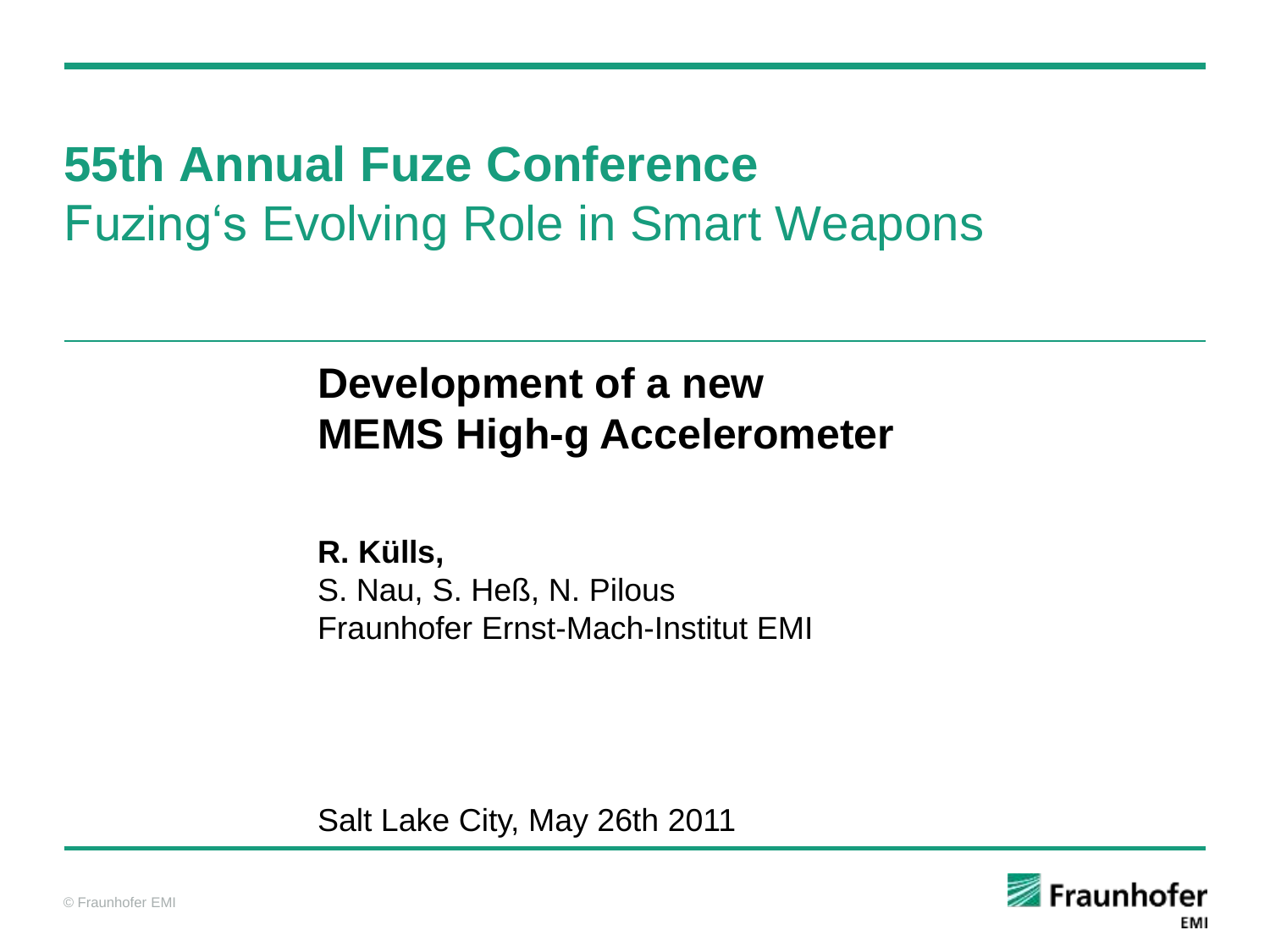# 55th Annual Fuze Conference

Fuzing's Evolving Role in Smart Weapons

## Development of a new MEMS High-g Accelerometer

**R. Külls,**
S. Nau, S. Heß, N. Pilous
Fraunhofer Ernst-Mach-Institut EMI

Salt Lake City, May 26th 2011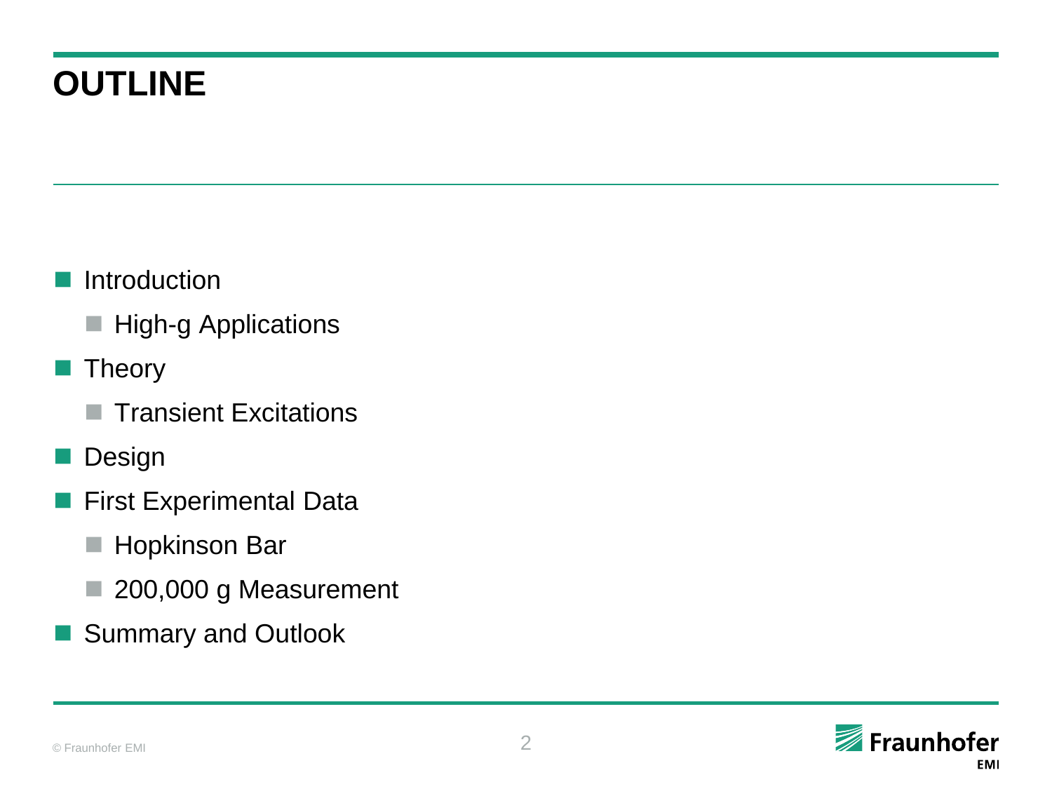# OUTLINE

- Introduction
  - High-g Applications
- Theory
  - Transient Excitations
- Design
- First Experimental Data
  - Hopkinson Bar
  - 200,000 g Measurement
- Summary and Outlook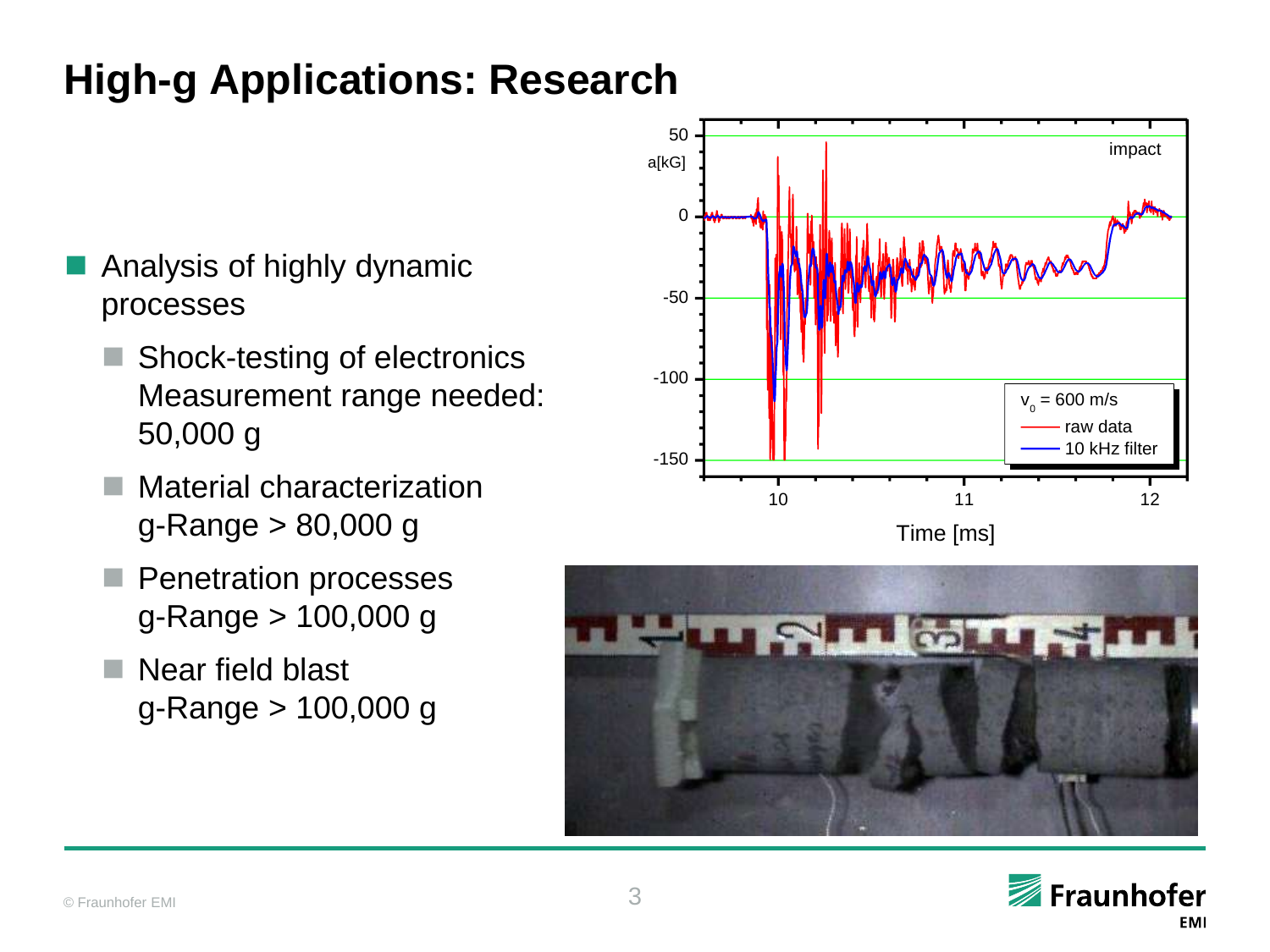# High-g Applications: Research

- Analysis of highly dynamic processes
  - Shock-testing of electronics
    Measurement range needed: 50,000 g
  - Material characterization
    g-Range > 80,000 g
  - Penetration processes
    g-Range > 100,000 g
  - Near field blast
    g-Range > 100,000 g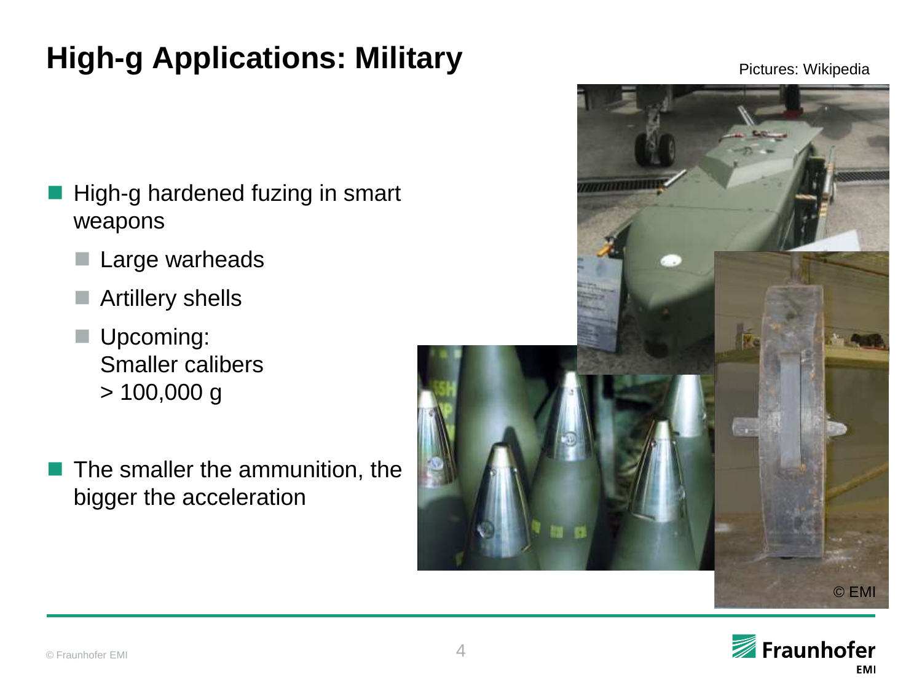# High-g Applications: Military

Pictures: Wikipedia

- High-g hardened fuzing in smart weapons
  - Large warheads
  - Artillery shells
  - Upcoming:
    Smaller calibers
    > 100,000 g

- The smaller the ammunition, the bigger the acceleration

© EMI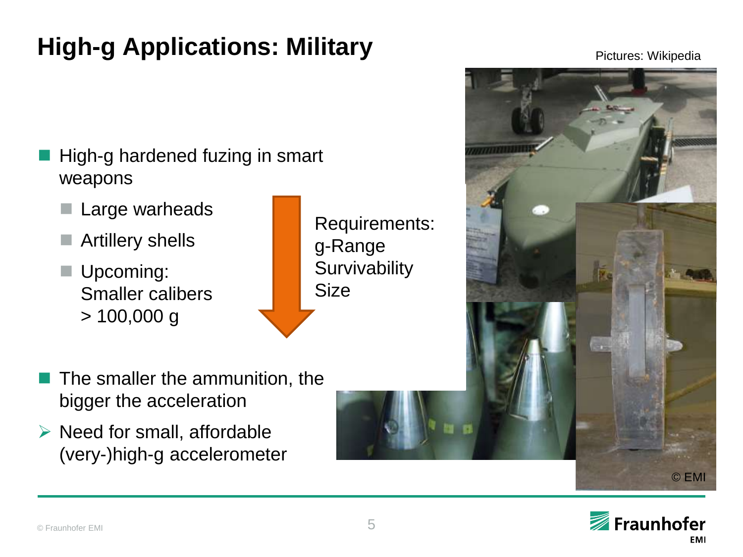# High-g Applications: Military

Pictures: Wikipedia

- High-g hardened fuzing in smart weapons
  - Large warheads
  - Artillery shells
  - Upcoming: Smaller calibers > 100,000 g

Requirements:
g-Range
Survivability
Size

- The smaller the ammunition, the bigger the acceleration
- Need for small, affordable (very-)high-g accelerometer

© EMI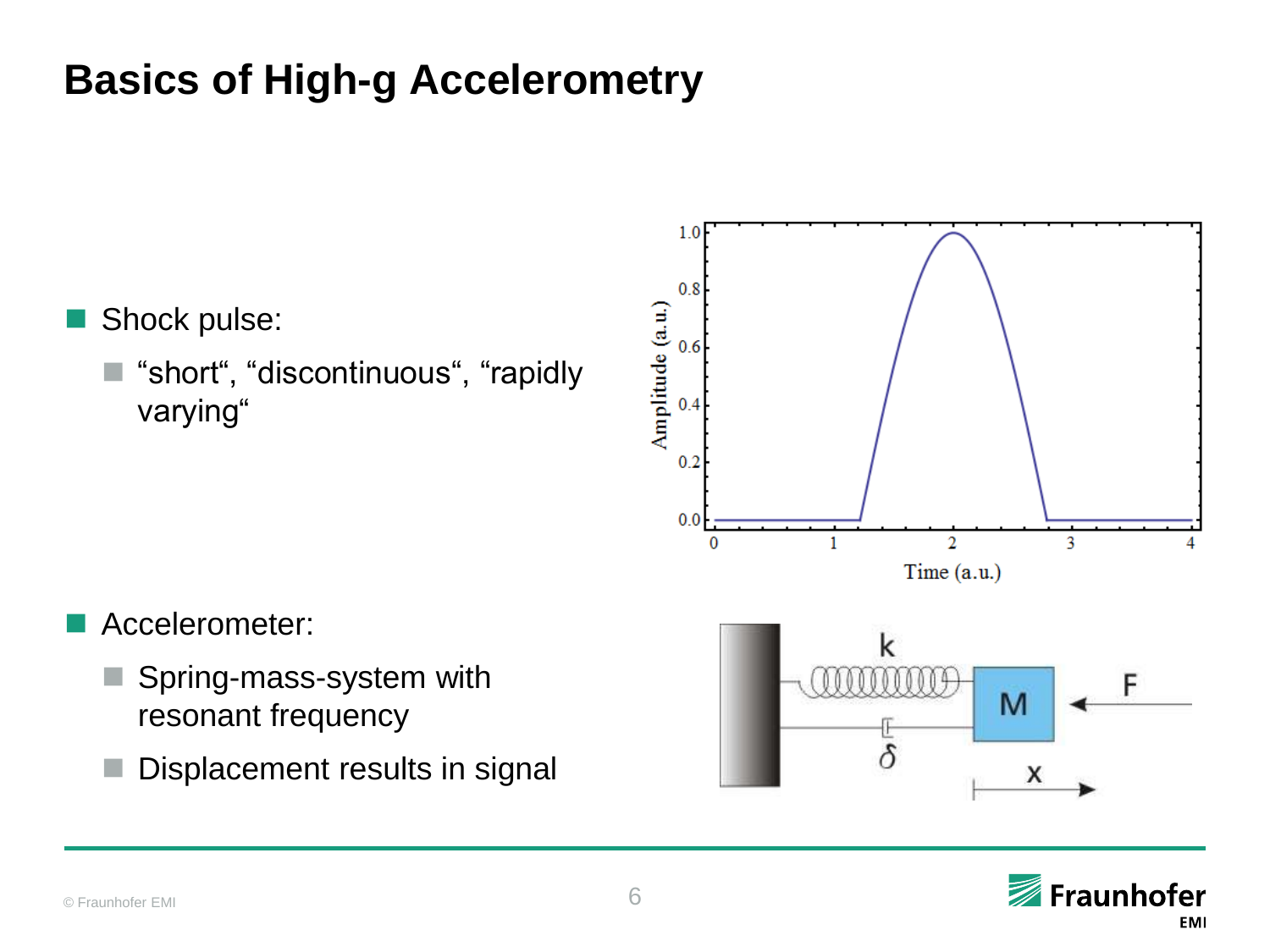# Basics of High-g Accelerometry

- Shock pulse:
  - “short“, “discontinuous“, “rapidly varying“

- Accelerometer:
  - Spring-mass-system with resonant frequency
  - Displacement results in signal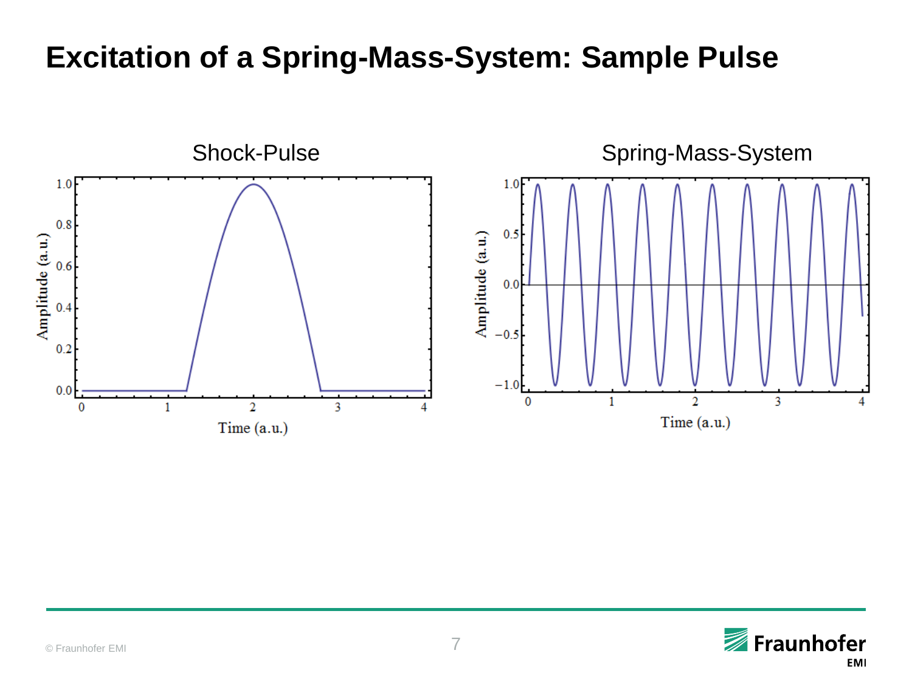# Excitation of a Spring-Mass-System: Sample Pulse

Shock-Pulse

Spring-Mass-System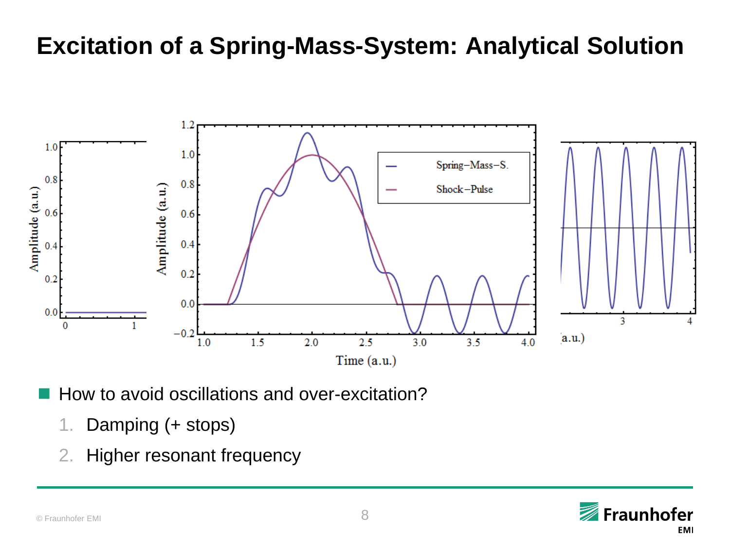# Excitation of a Spring-Mass-System: Analytical Solution

- How to avoid oscillations and over-excitation?
  1. Damping (+ stops)
  2. Higher resonant frequency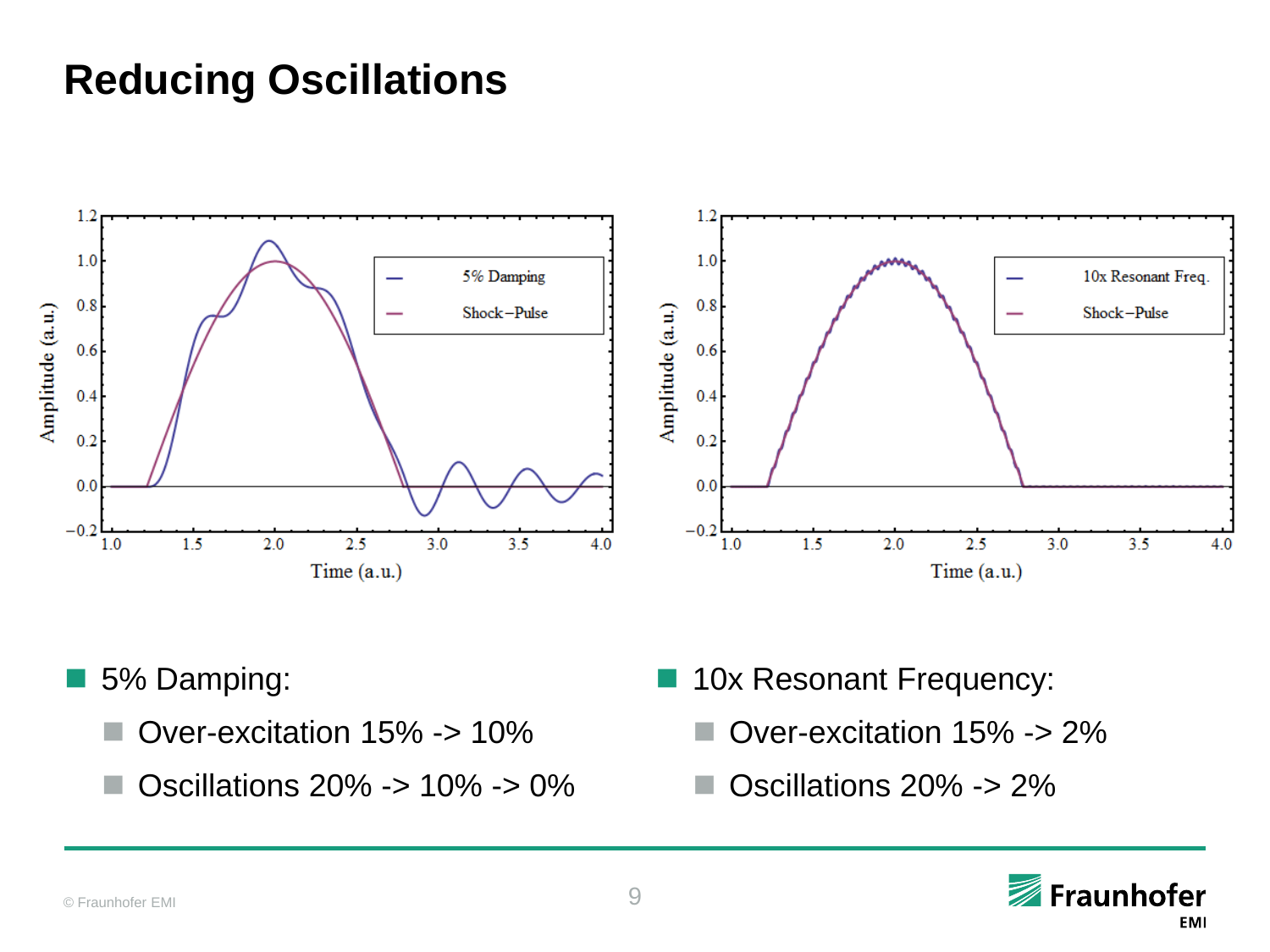# Reducing Oscillations

- 5% Damping:
  - Over-excitation 15% -> 10%
  - Oscillations 20% -> 10% -> 0%
- 10x Resonant Frequency:
  - Over-excitation 15% -> 2%
  - Oscillations 20% -> 2%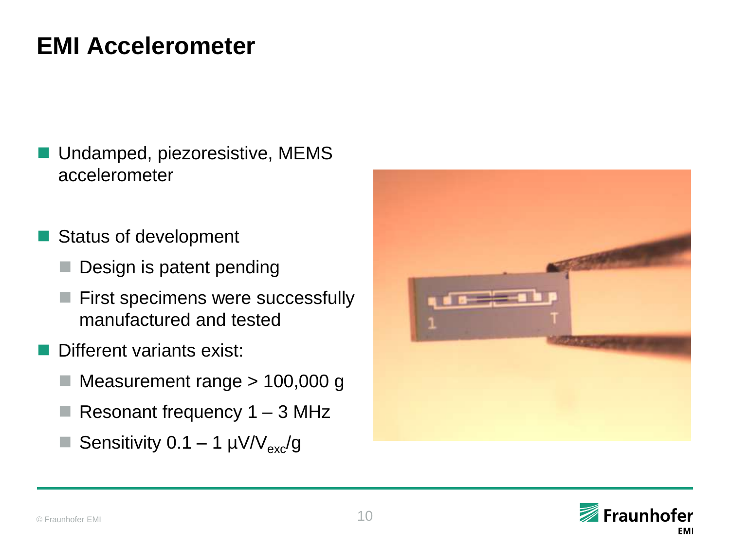# EMI Accelerometer

- Undamped, piezoresistive, MEMS accelerometer
- Status of development
  - Design is patent pending
  - First specimens were successfully manufactured and tested
- Different variants exist:
  - Measurement range > 100,000 g
  - Resonant frequency 1 – 3 MHz
  - Sensitivity 0.1 – 1 µV/$V_{exc}$/g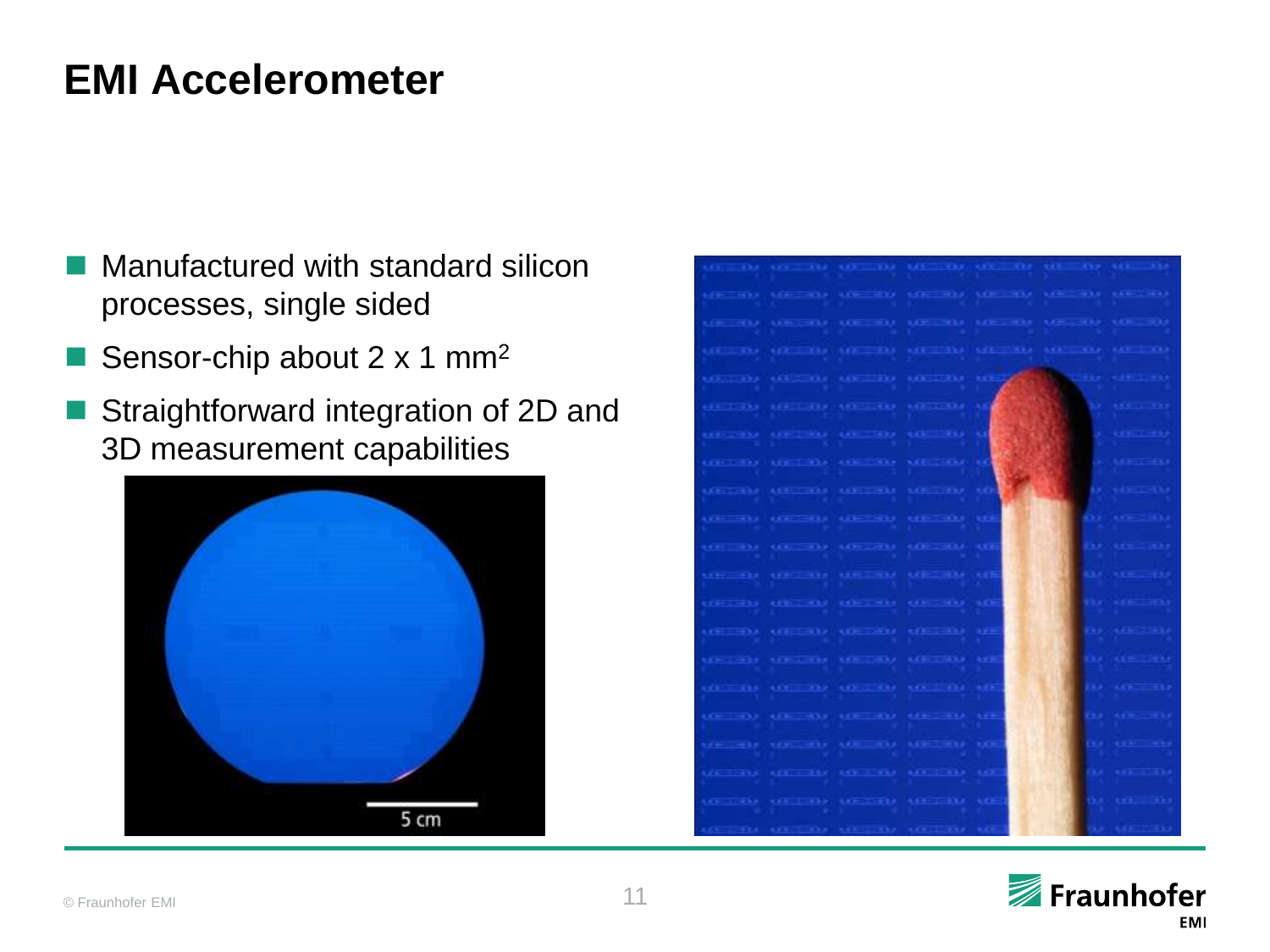# EMI Accelerometer

- Manufactured with standard silicon processes, single sided
- Sensor-chip about 2 x 1 $mm^2$
- Straightforward integration of 2D and 3D measurement capabilities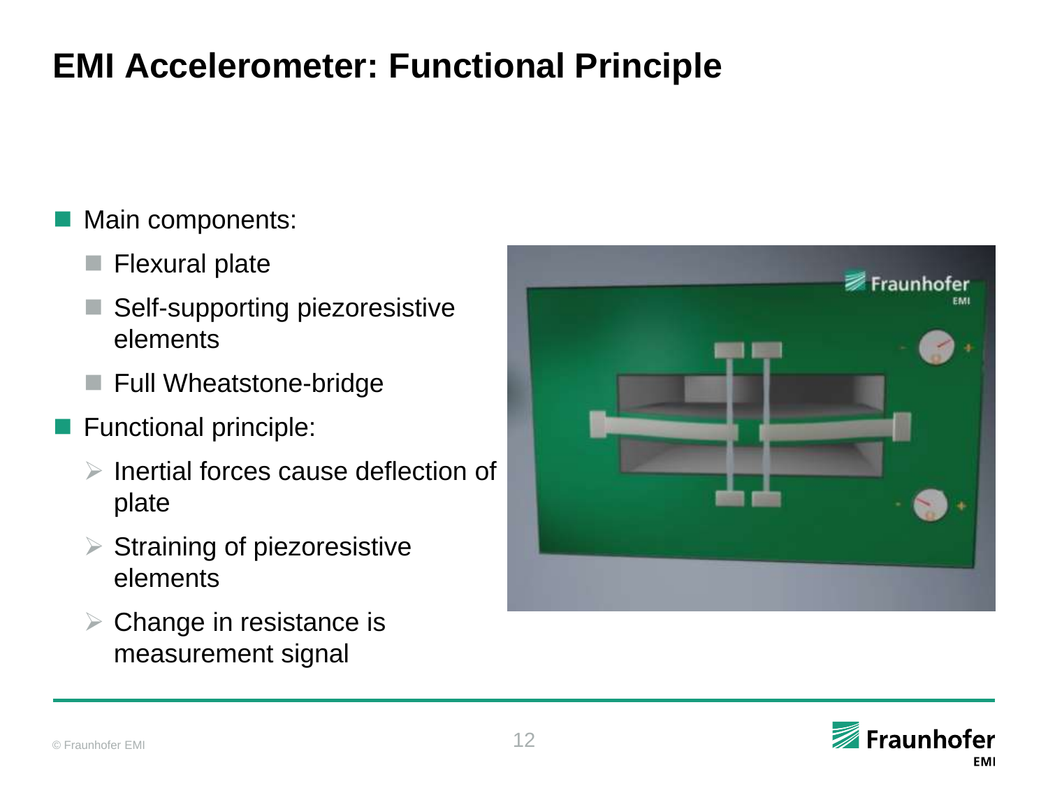# EMI Accelerometer: Functional Principle

- Main components:
  - Flexural plate
  - Self-supporting piezoresistive elements
  - Full Wheatstone-bridge
- Functional principle:
  - Inertial forces cause deflection of plate
  - Straining of piezoresistive elements
  - Change in resistance is measurement signal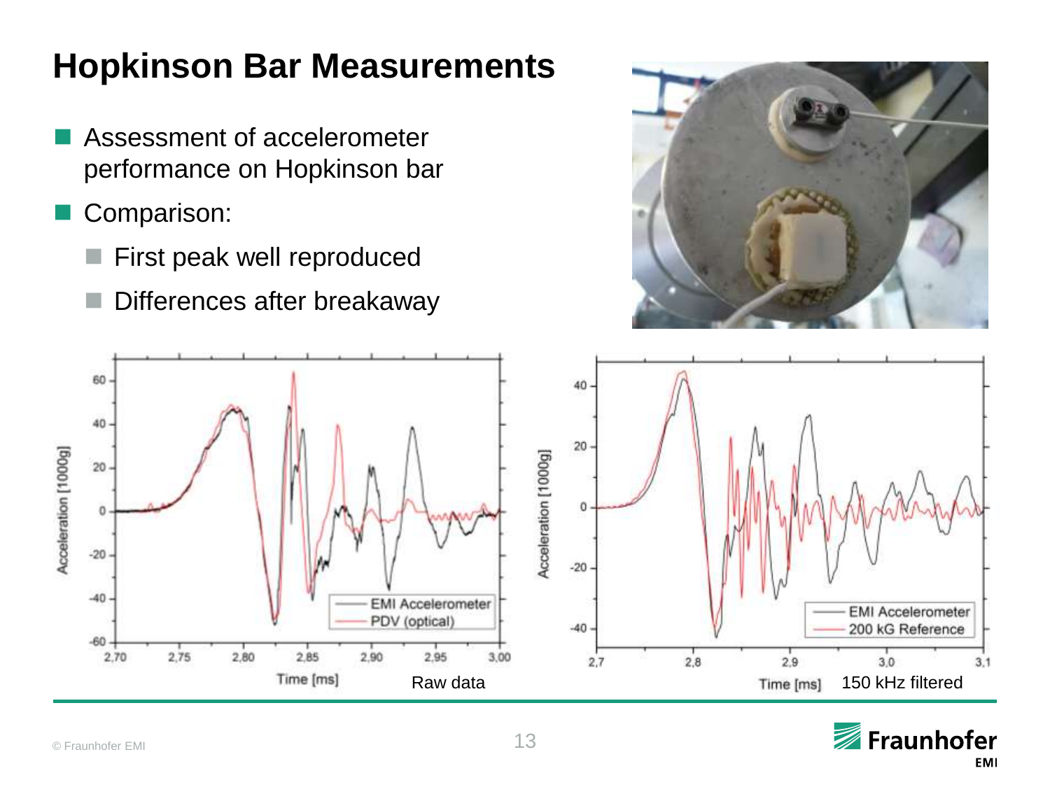# Hopkinson Bar Measurements

- Assessment of accelerometer performance on Hopkinson bar
- Comparison:
  - First peak well reproduced
  - Differences after breakaway

Raw data

150 kHz filtered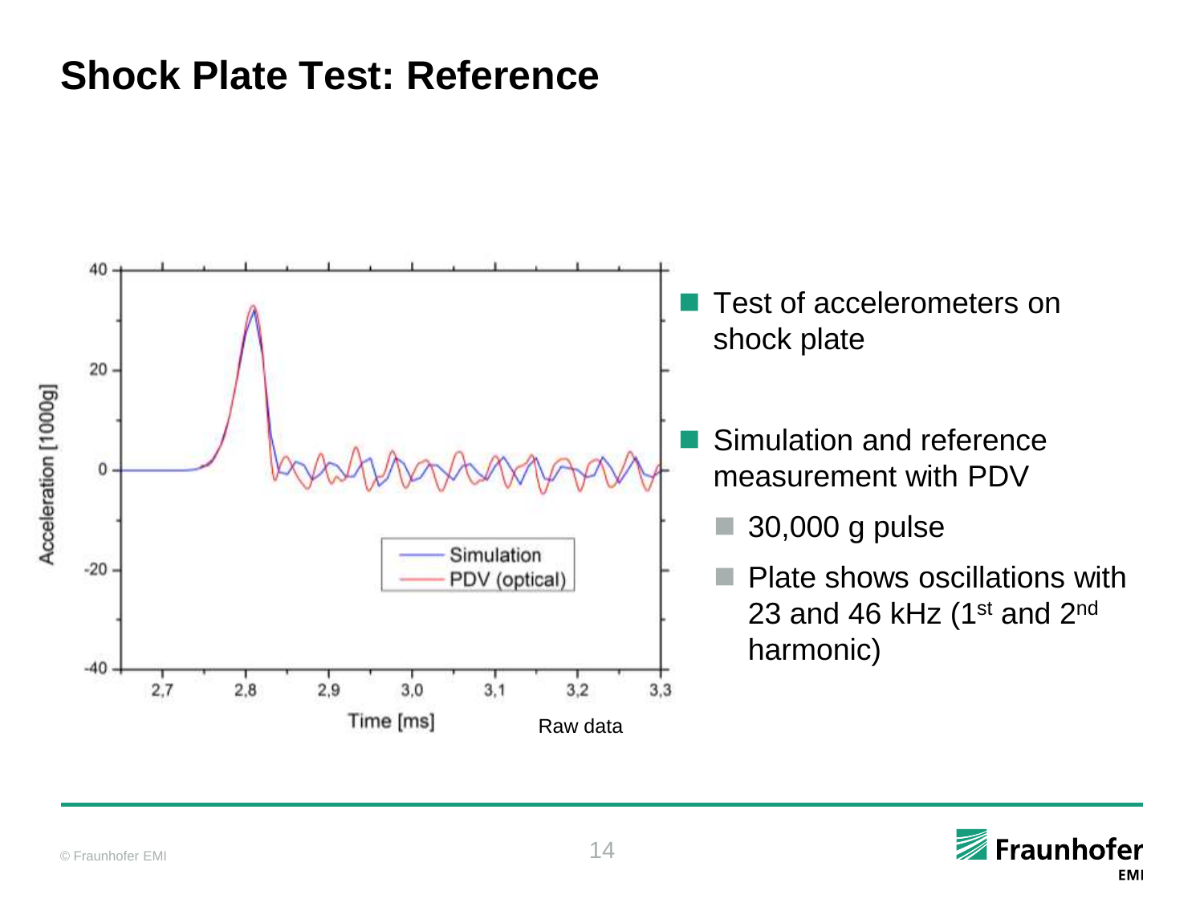# Shock Plate Test: Reference

Raw data

- Test of accelerometers on shock plate
- Simulation and reference measurement with PDV
  - 30,000 g pulse
  - Plate shows oscillations with 23 and 46 kHz (1st and 2nd harmonic)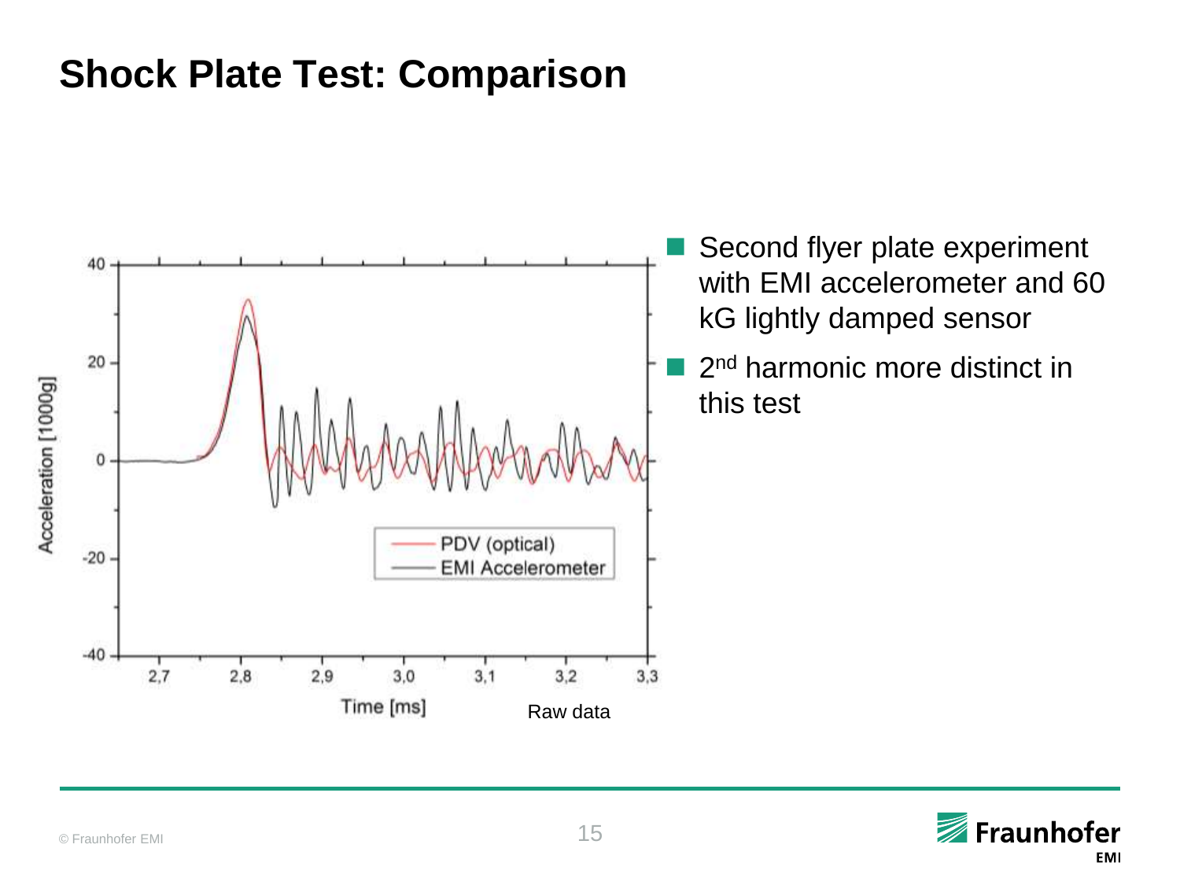# Shock Plate Test: Comparison

- Second flyer plate experiment with EMI accelerometer and 60 kG lightly damped sensor
- 2nd harmonic more distinct in this test

Raw data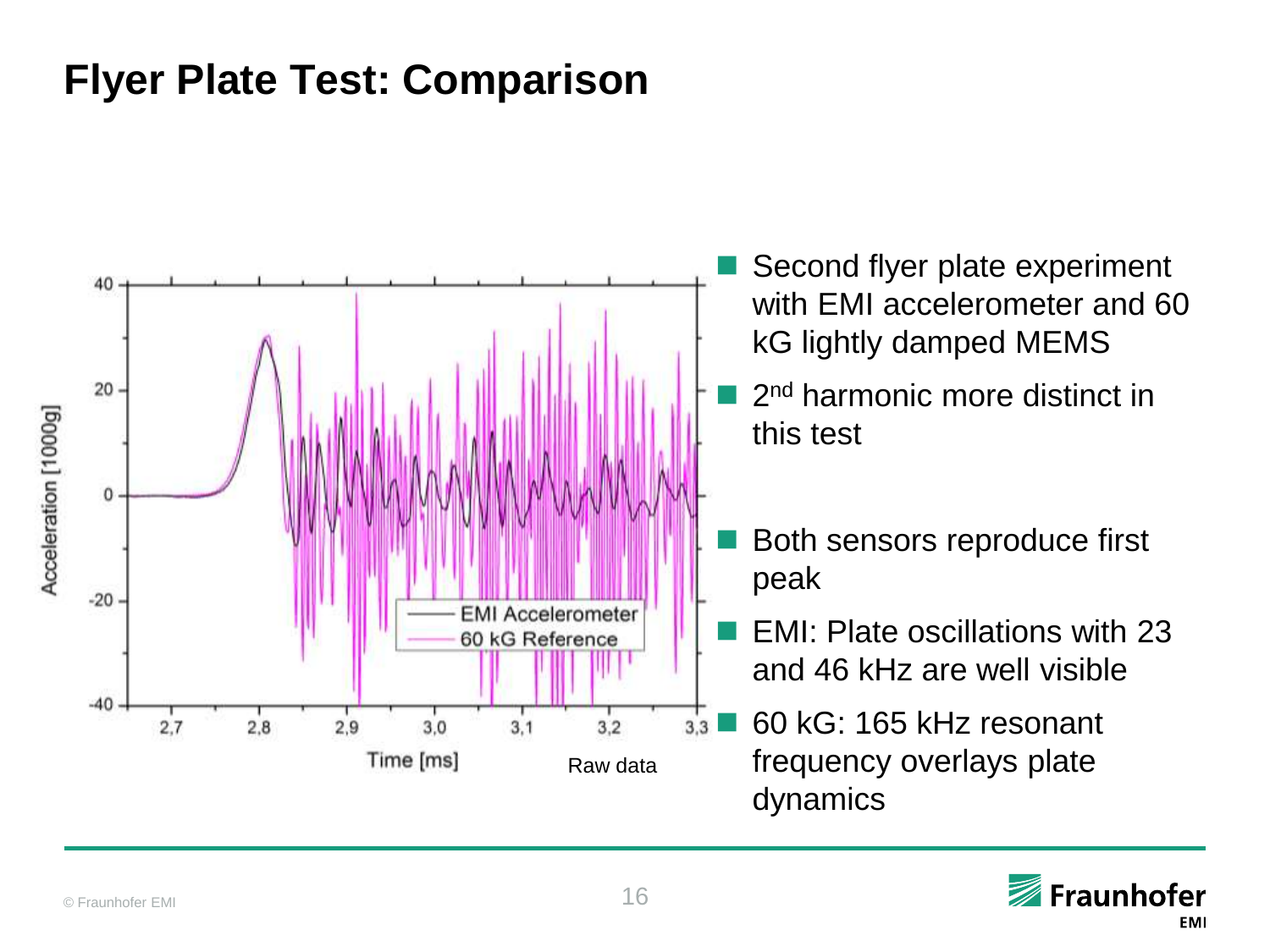# Flyer Plate Test: Comparison

Raw data

- Second flyer plate experiment with EMI accelerometer and 60 kG lightly damped MEMS
- 2[nd] harmonic more distinct in this test
- Both sensors reproduce first peak
- EMI: Plate oscillations with 23 and 46 kHz are well visible
- 60 kG: 165 kHz resonant frequency overlays plate dynamics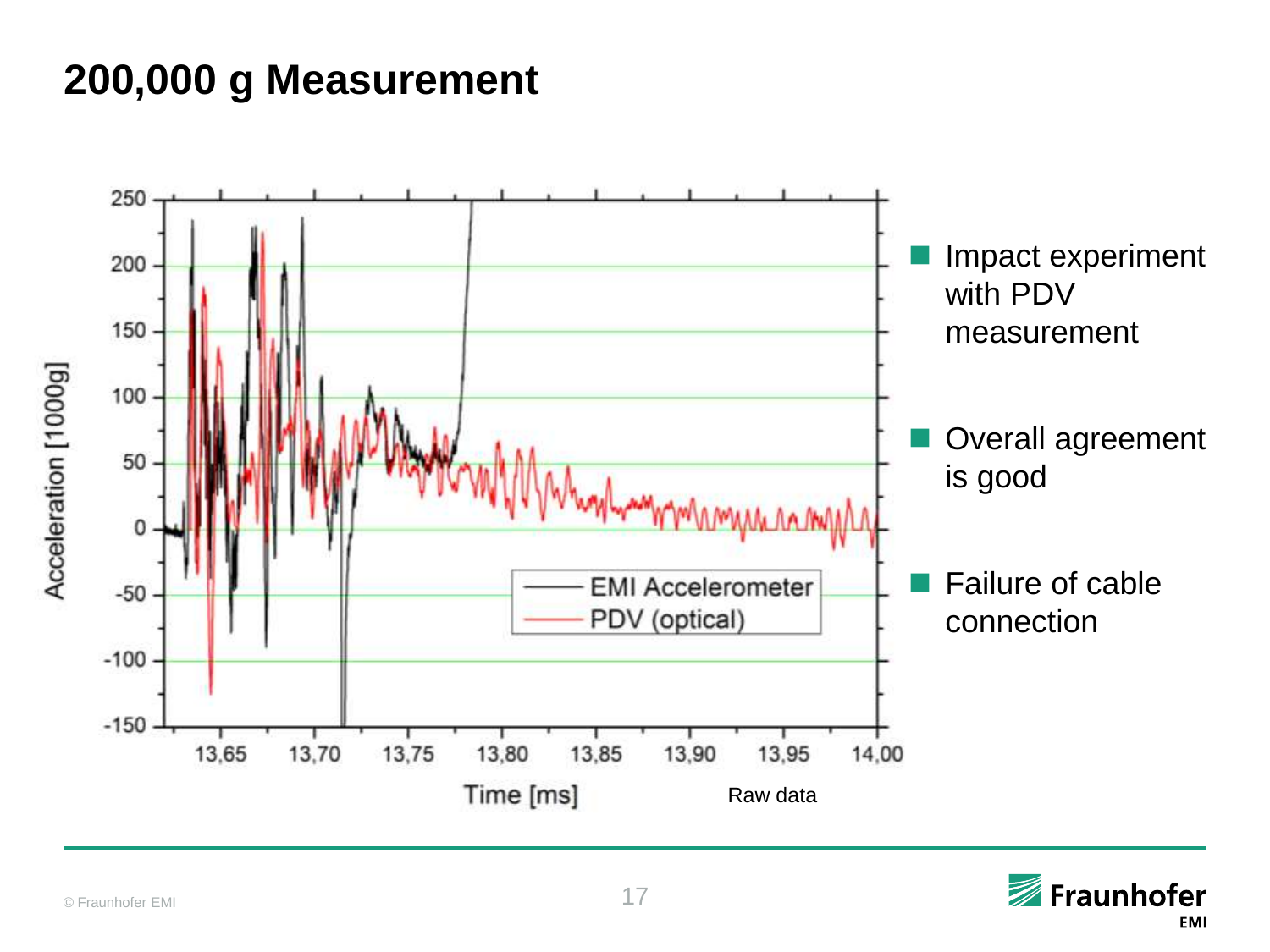# 200,000 g Measurement

Raw data

- Impact experiment with PDV measurement
- Overall agreement is good
- Failure of cable connection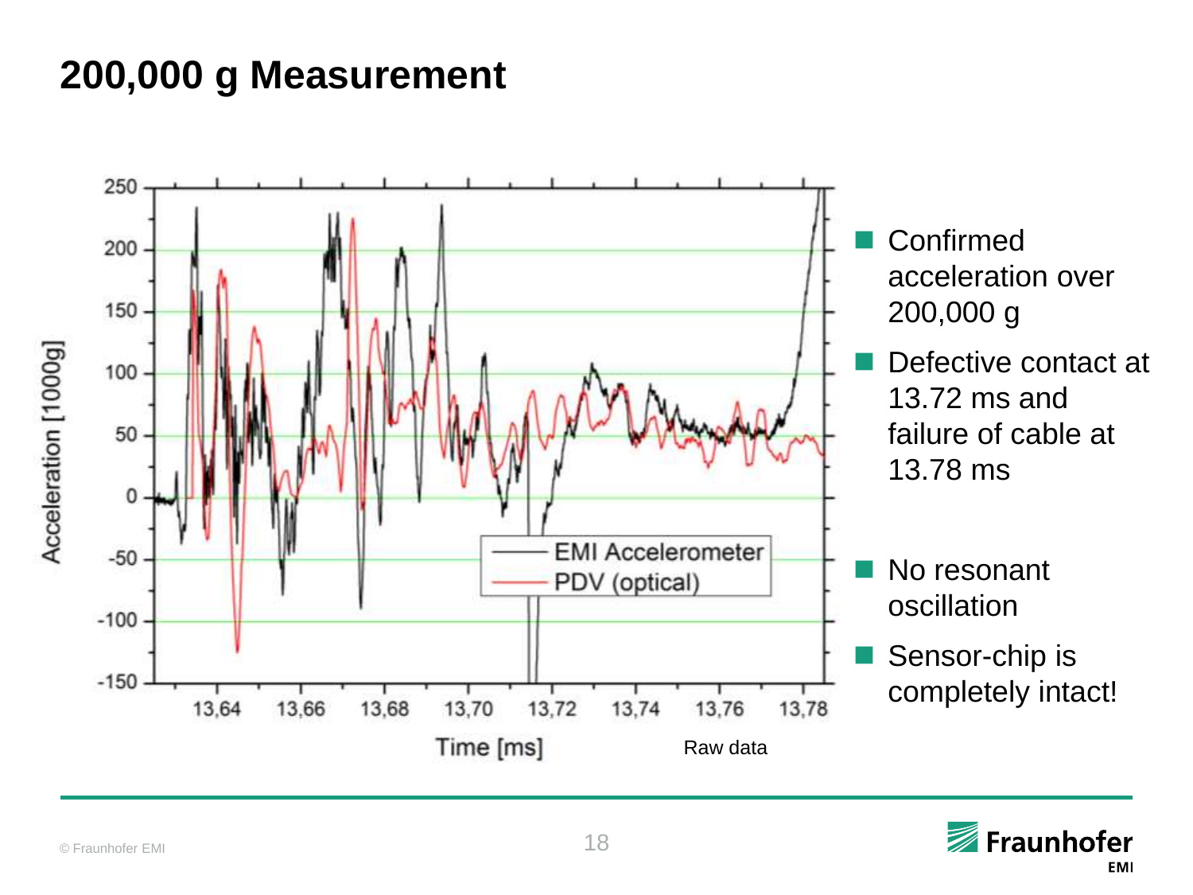# 200,000 g Measurement

Raw data

- Confirmed acceleration over 200,000 g
- Defective contact at 13.72 ms and failure of cable at 13.78 ms
- No resonant oscillation
- Sensor-chip is completely intact!

© Fraunhofer EMI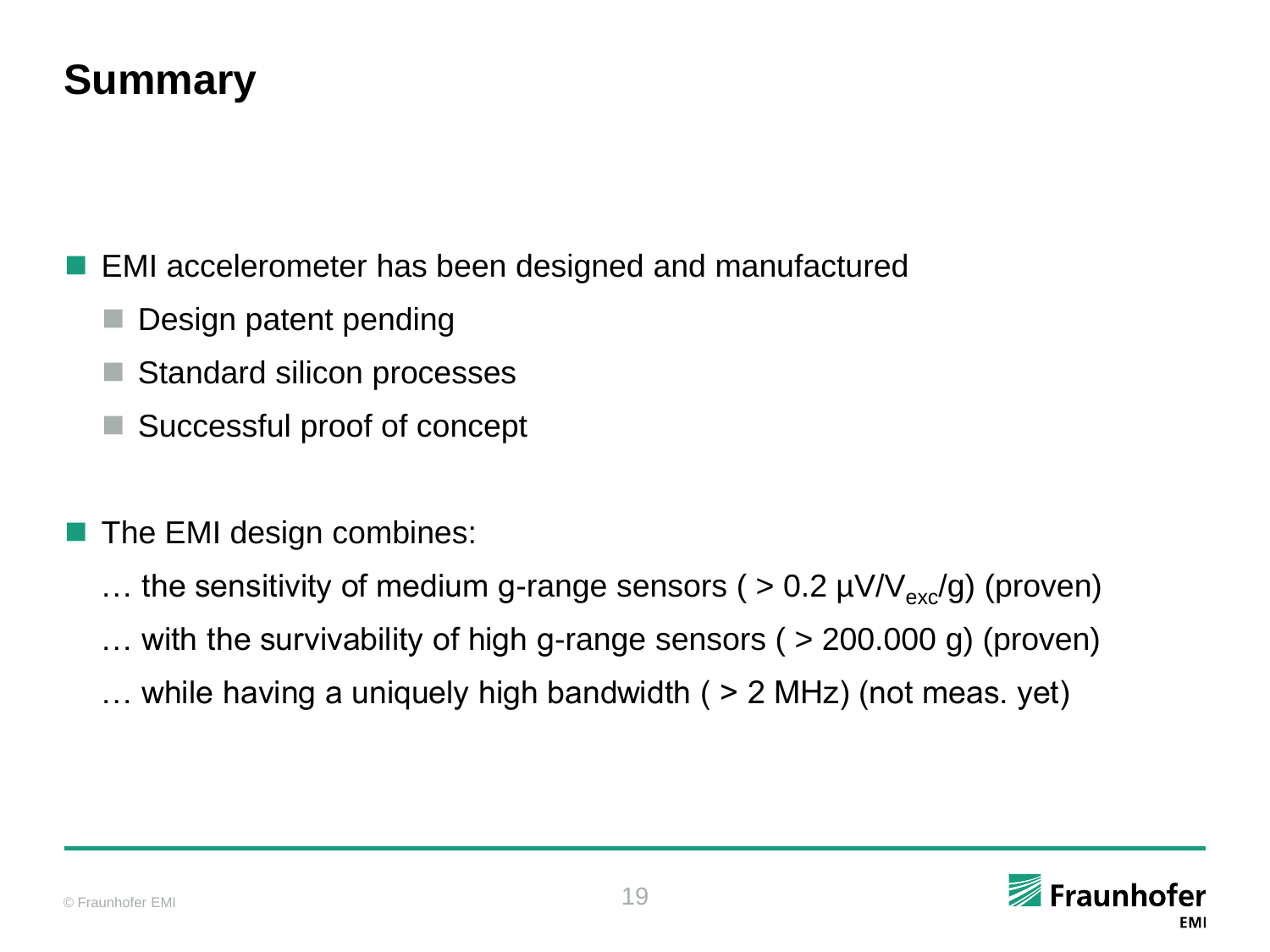# Summary

- EMI accelerometer has been designed and manufactured
  - Design patent pending
  - Standard silicon processes
  - Successful proof of concept

- The EMI design combines:

  … the sensitivity of medium g-range sensors ( > 0.2 µV/$V_{exc}$/g) (proven)

  … with the survivability of high g-range sensors ( > 200.000 g) (proven)

  … while having a uniquely high bandwidth ( > 2 MHz) (not meas. yet)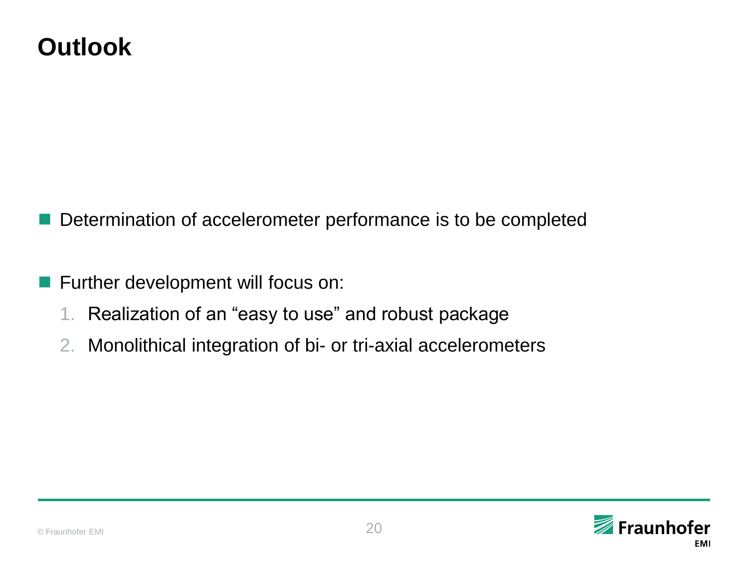# Outlook

- Determination of accelerometer performance is to be completed

- Further development will focus on:
  1. Realization of an "easy to use" and robust package
  2. Monolithical integration of bi- or tri-axial accelerometers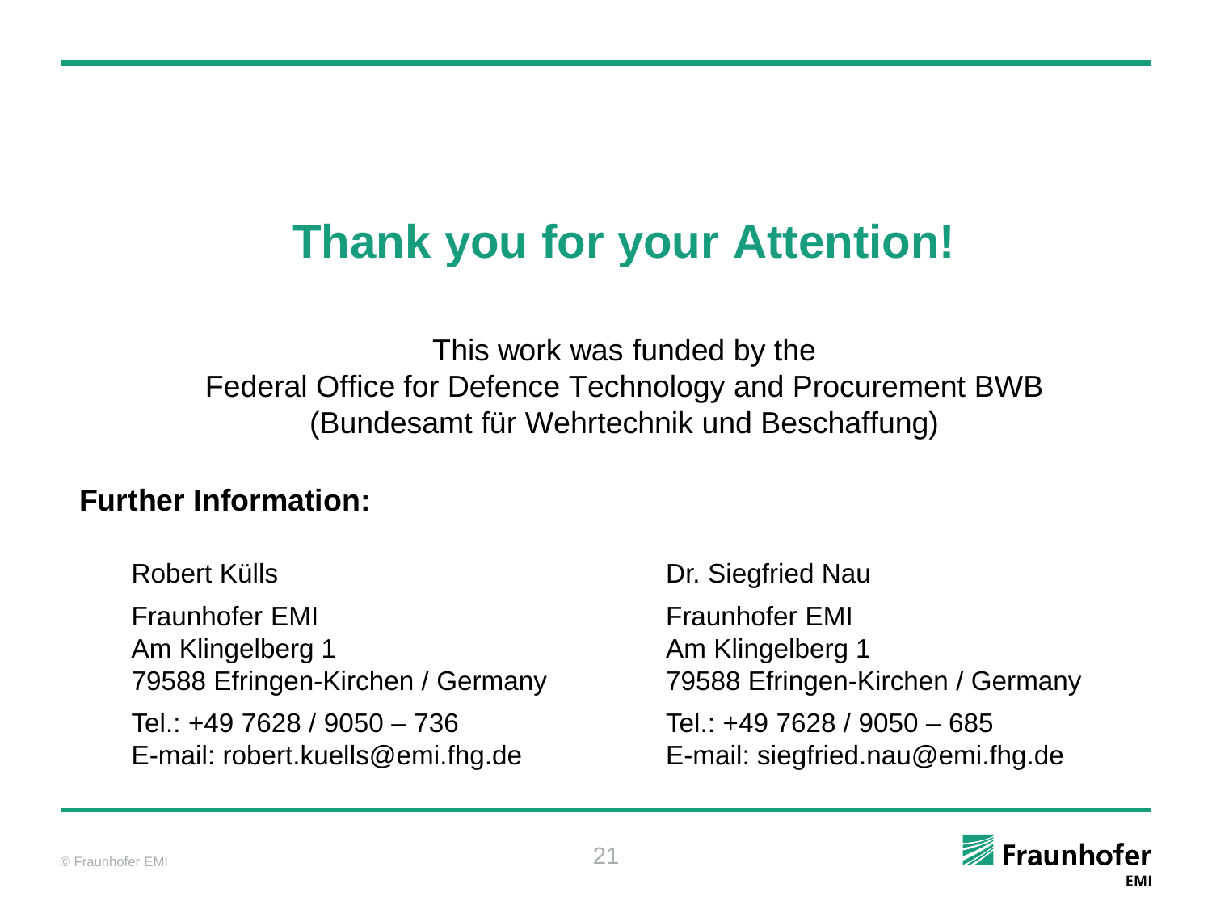# Thank you for your Attention!

This work was funded by the
Federal Office for Defence Technology and Procurement BWB
(Bundesamt für Wehrtechnik und Beschaffung)

**Further Information:**

Robert Külls

Fraunhofer EMI
Am Klingelberg 1
79588 Efringen-Kirchen / Germany

Tel.: +49 7628 / 9050 – 736
E-mail: robert.kuells@emi.fhg.de

Dr. Siegfried Nau

Fraunhofer EMI
Am Klingelberg 1
79588 Efringen-Kirchen / Germany

Tel.: +49 7628 / 9050 – 685
E-mail: siegfried.nau@emi.fhg.de